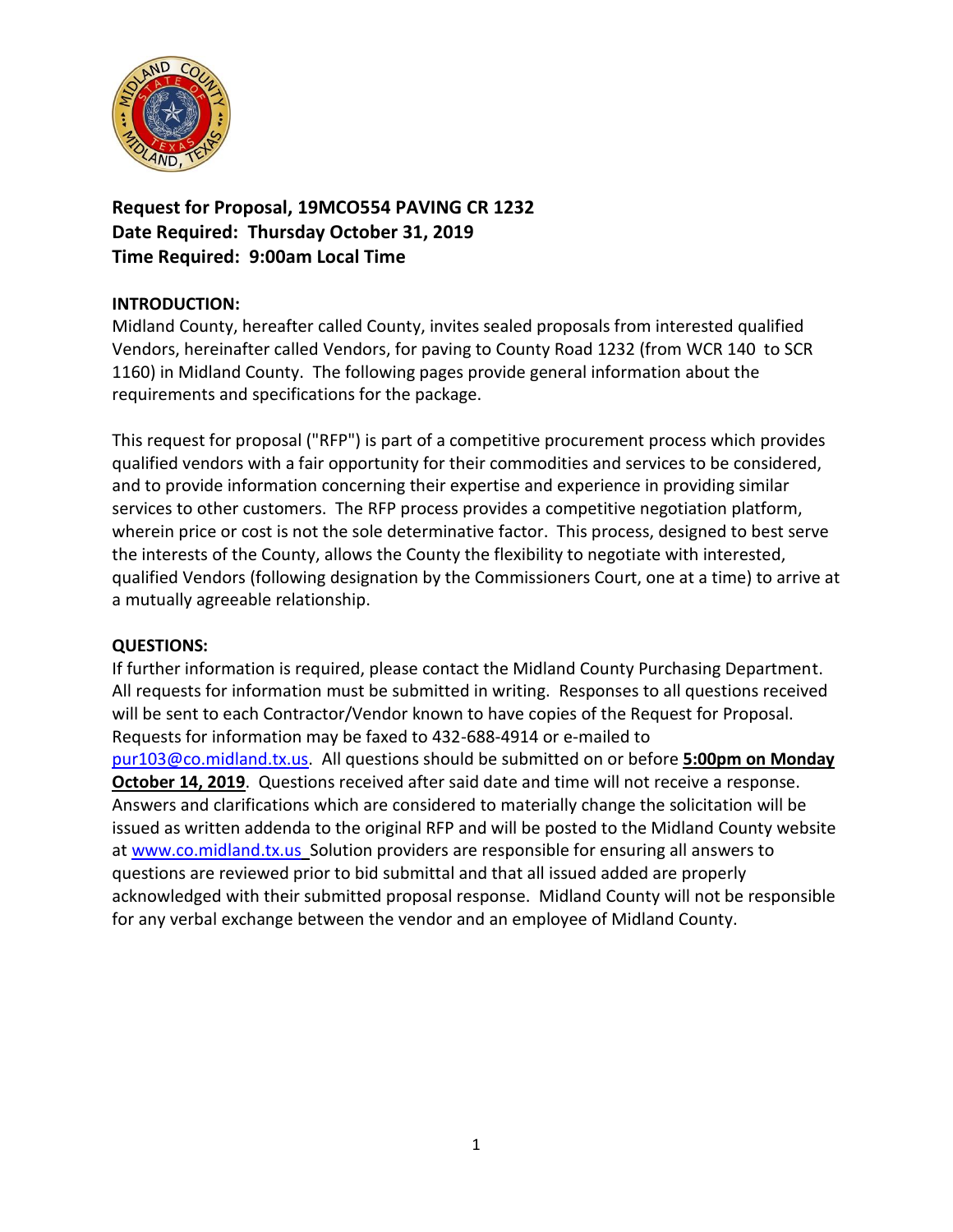**Request for Proposal, 19MCO554 PAVING CR 1232**
**Date Required: Thursday October 31, 2019**
**Time Required: 9:00am Local Time**

**INTRODUCTION:**
Midland County, hereafter called County, invites sealed proposals from interested qualified Vendors, hereinafter called Vendors, for paving to County Road 1232 (from WCR 140 to SCR 1160) in Midland County. The following pages provide general information about the requirements and specifications for the package.

This request for proposal ("RFP") is part of a competitive procurement process which provides qualified vendors with a fair opportunity for their commodities and services to be considered, and to provide information concerning their expertise and experience in providing similar services to other customers. The RFP process provides a competitive negotiation platform, wherein price or cost is not the sole determinative factor. This process, designed to best serve the interests of the County, allows the County the flexibility to negotiate with interested, qualified Vendors (following designation by the Commissioners Court, one at a time) to arrive at a mutually agreeable relationship.

**QUESTIONS:**
If further information is required, please contact the Midland County Purchasing Department. All requests for information must be submitted in writing. Responses to all questions received will be sent to each Contractor/Vendor known to have copies of the Request for Proposal. Requests for information may be faxed to 432-688-4914 or e-mailed to pur103@co.midland.tx.us. All questions should be submitted on or before **5:00pm on Monday October 14, 2019**. Questions received after said date and time will not receive a response. Answers and clarifications which are considered to materially change the solicitation will be issued as written addenda to the original RFP and will be posted to the Midland County website at www.co.midland.tx.us Solution providers are responsible for ensuring all answers to questions are reviewed prior to bid submittal and that all issued added are properly acknowledged with their submitted proposal response. Midland County will not be responsible for any verbal exchange between the vendor and an employee of Midland County.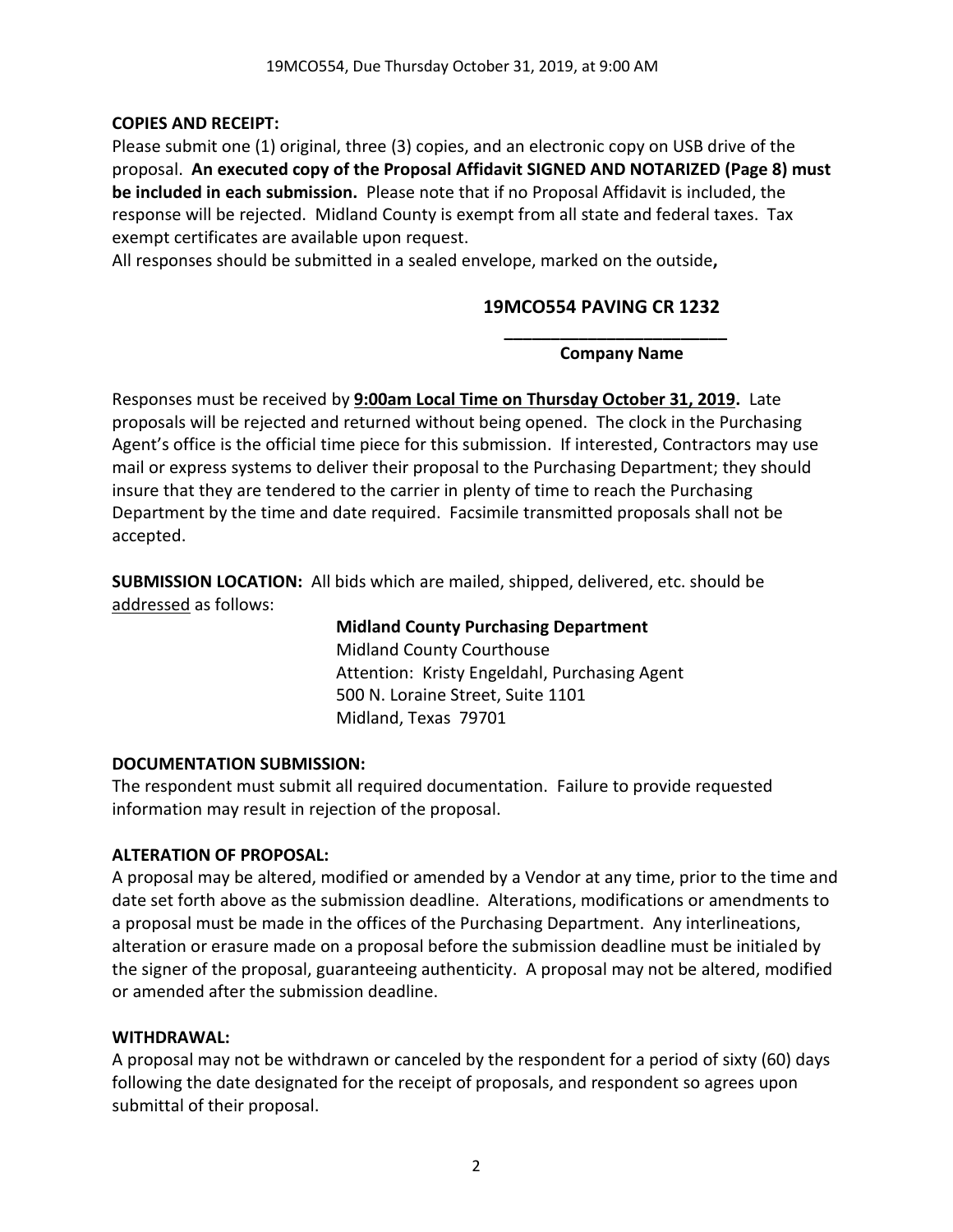**COPIES AND RECEIPT:**

Please submit one (1) original, three (3) copies, and an electronic copy on USB drive of the proposal. **An executed copy of the Proposal Affidavit SIGNED AND NOTARIZED (Page 8) must be included in each submission.** Please note that if no Proposal Affidavit is included, the response will be rejected. Midland County is exempt from all state and federal taxes. Tax exempt certificates are available upon request.

All responses should be submitted in a sealed envelope, marked on the outside**,**

**19MCO554 PAVING CR 1232**

**\_\_\_\_\_\_\_\_\_\_\_\_\_\_\_\_\_\_\_\_\_\_\_\_**
**Company Name**

Responses must be received by **<u>9:00am Local Time on Thursday October 31, 2019</u>.** Late proposals will be rejected and returned without being opened. The clock in the Purchasing Agent's office is the official time piece for this submission. If interested, Contractors may use mail or express systems to deliver their proposal to the Purchasing Department; they should insure that they are tendered to the carrier in plenty of time to reach the Purchasing Department by the time and date required. Facsimile transmitted proposals shall not be accepted.

**SUBMISSION LOCATION:** All bids which are mailed, shipped, delivered, etc. should be <u>addressed</u> as follows:

**Midland County Purchasing Department**
Midland County Courthouse
Attention: Kristy Engeldahl, Purchasing Agent
500 N. Loraine Street, Suite 1101
Midland, Texas 79701

**DOCUMENTATION SUBMISSION:**

The respondent must submit all required documentation. Failure to provide requested information may result in rejection of the proposal.

**ALTERATION OF PROPOSAL:**

A proposal may be altered, modified or amended by a Vendor at any time, prior to the time and date set forth above as the submission deadline. Alterations, modifications or amendments to a proposal must be made in the offices of the Purchasing Department. Any interlineations, alteration or erasure made on a proposal before the submission deadline must be initialed by the signer of the proposal, guaranteeing authenticity. A proposal may not be altered, modified or amended after the submission deadline.

**WITHDRAWAL:**

A proposal may not be withdrawn or canceled by the respondent for a period of sixty (60) days following the date designated for the receipt of proposals, and respondent so agrees upon submittal of their proposal.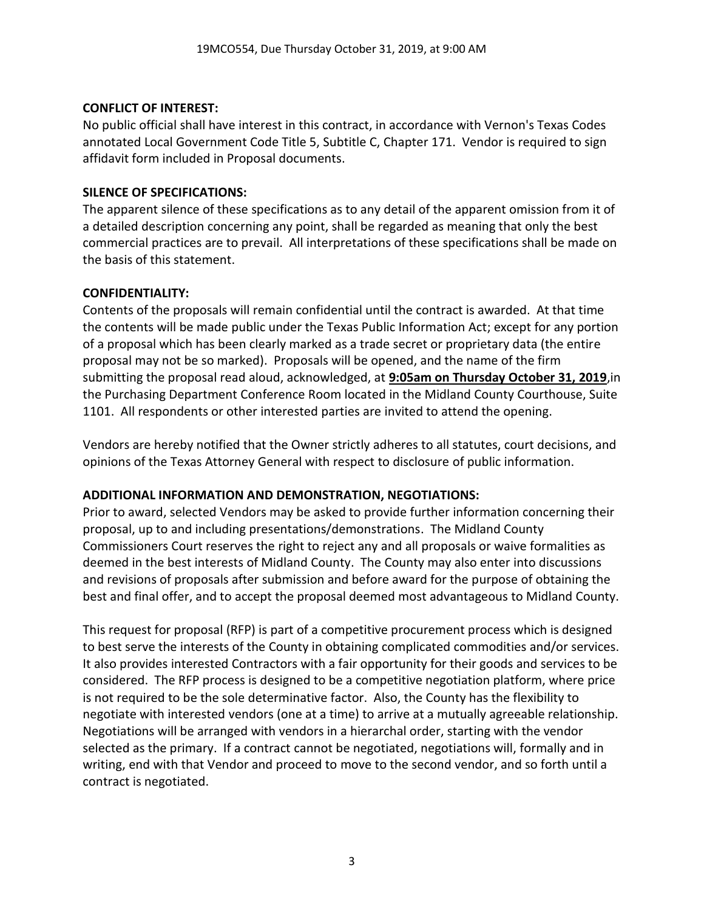**CONFLICT OF INTEREST:**

No public official shall have interest in this contract, in accordance with Vernon's Texas Codes annotated Local Government Code Title 5, Subtitle C, Chapter 171. Vendor is required to sign affidavit form included in Proposal documents.

**SILENCE OF SPECIFICATIONS:**

The apparent silence of these specifications as to any detail of the apparent omission from it of a detailed description concerning any point, shall be regarded as meaning that only the best commercial practices are to prevail. All interpretations of these specifications shall be made on the basis of this statement.

**CONFIDENTIALITY:**

Contents of the proposals will remain confidential until the contract is awarded. At that time the contents will be made public under the Texas Public Information Act; except for any portion of a proposal which has been clearly marked as a trade secret or proprietary data (the entire proposal may not be so marked). Proposals will be opened, and the name of the firm submitting the proposal read aloud, acknowledged, at **9:05am on Thursday October 31, 2019**,in the Purchasing Department Conference Room located in the Midland County Courthouse, Suite 1101. All respondents or other interested parties are invited to attend the opening.

Vendors are hereby notified that the Owner strictly adheres to all statutes, court decisions, and opinions of the Texas Attorney General with respect to disclosure of public information.

**ADDITIONAL INFORMATION AND DEMONSTRATION, NEGOTIATIONS:**

Prior to award, selected Vendors may be asked to provide further information concerning their proposal, up to and including presentations/demonstrations. The Midland County Commissioners Court reserves the right to reject any and all proposals or waive formalities as deemed in the best interests of Midland County. The County may also enter into discussions and revisions of proposals after submission and before award for the purpose of obtaining the best and final offer, and to accept the proposal deemed most advantageous to Midland County.

This request for proposal (RFP) is part of a competitive procurement process which is designed to best serve the interests of the County in obtaining complicated commodities and/or services. It also provides interested Contractors with a fair opportunity for their goods and services to be considered. The RFP process is designed to be a competitive negotiation platform, where price is not required to be the sole determinative factor. Also, the County has the flexibility to negotiate with interested vendors (one at a time) to arrive at a mutually agreeable relationship. Negotiations will be arranged with vendors in a hierarchal order, starting with the vendor selected as the primary. If a contract cannot be negotiated, negotiations will, formally and in writing, end with that Vendor and proceed to move to the second vendor, and so forth until a contract is negotiated.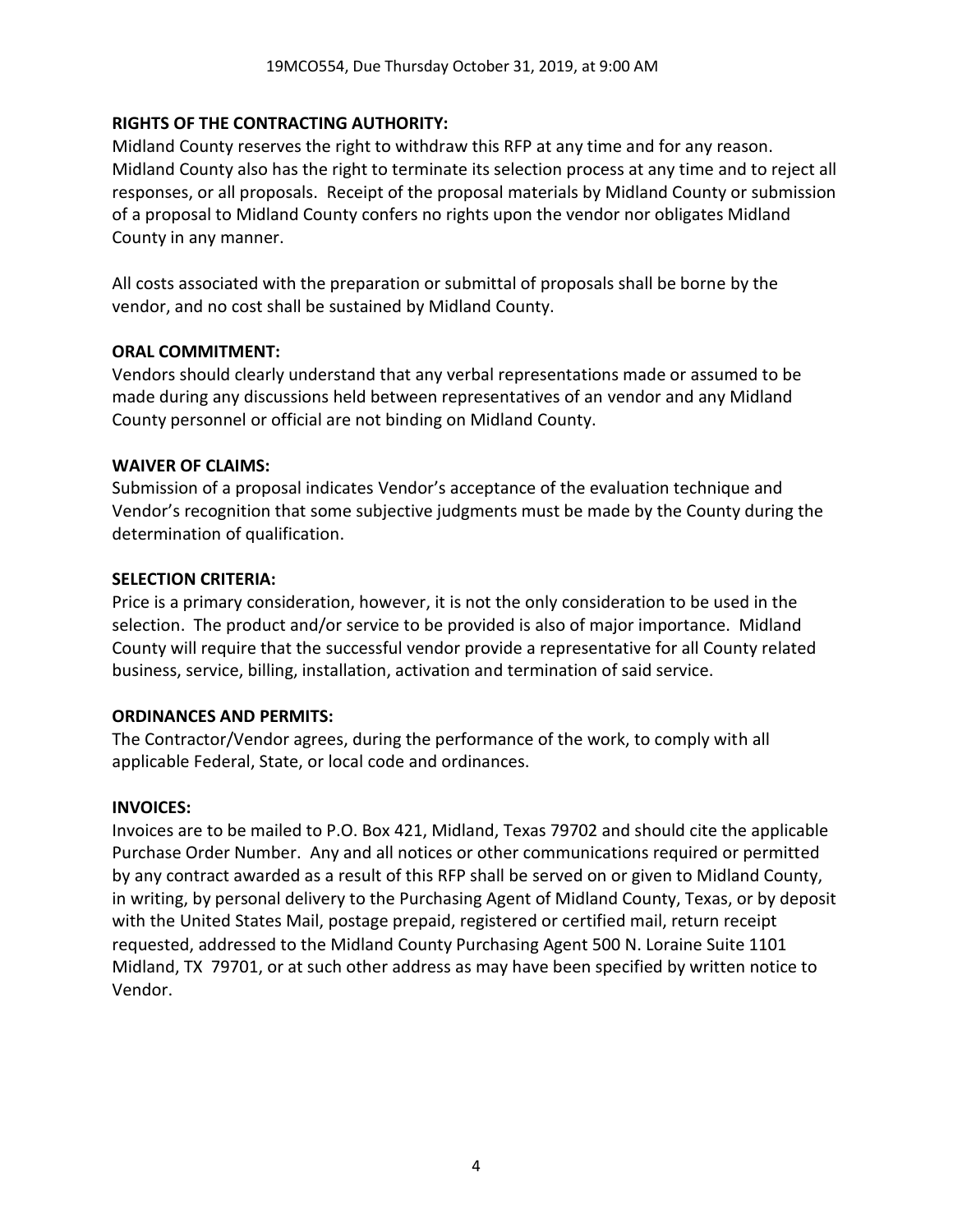**RIGHTS OF THE CONTRACTING AUTHORITY:**
Midland County reserves the right to withdraw this RFP at any time and for any reason. Midland County also has the right to terminate its selection process at any time and to reject all responses, or all proposals. Receipt of the proposal materials by Midland County or submission of a proposal to Midland County confers no rights upon the vendor nor obligates Midland County in any manner.

All costs associated with the preparation or submittal of proposals shall be borne by the vendor, and no cost shall be sustained by Midland County.

**ORAL COMMITMENT:**
Vendors should clearly understand that any verbal representations made or assumed to be made during any discussions held between representatives of an vendor and any Midland County personnel or official are not binding on Midland County.

**WAIVER OF CLAIMS:**
Submission of a proposal indicates Vendor's acceptance of the evaluation technique and Vendor's recognition that some subjective judgments must be made by the County during the determination of qualification.

**SELECTION CRITERIA:**
Price is a primary consideration, however, it is not the only consideration to be used in the selection. The product and/or service to be provided is also of major importance. Midland County will require that the successful vendor provide a representative for all County related business, service, billing, installation, activation and termination of said service.

**ORDINANCES AND PERMITS:**
The Contractor/Vendor agrees, during the performance of the work, to comply with all applicable Federal, State, or local code and ordinances.

**INVOICES:**
Invoices are to be mailed to P.O. Box 421, Midland, Texas 79702 and should cite the applicable Purchase Order Number. Any and all notices or other communications required or permitted by any contract awarded as a result of this RFP shall be served on or given to Midland County, in writing, by personal delivery to the Purchasing Agent of Midland County, Texas, or by deposit with the United States Mail, postage prepaid, registered or certified mail, return receipt requested, addressed to the Midland County Purchasing Agent 500 N. Loraine Suite 1101 Midland, TX 79701, or at such other address as may have been specified by written notice to Vendor.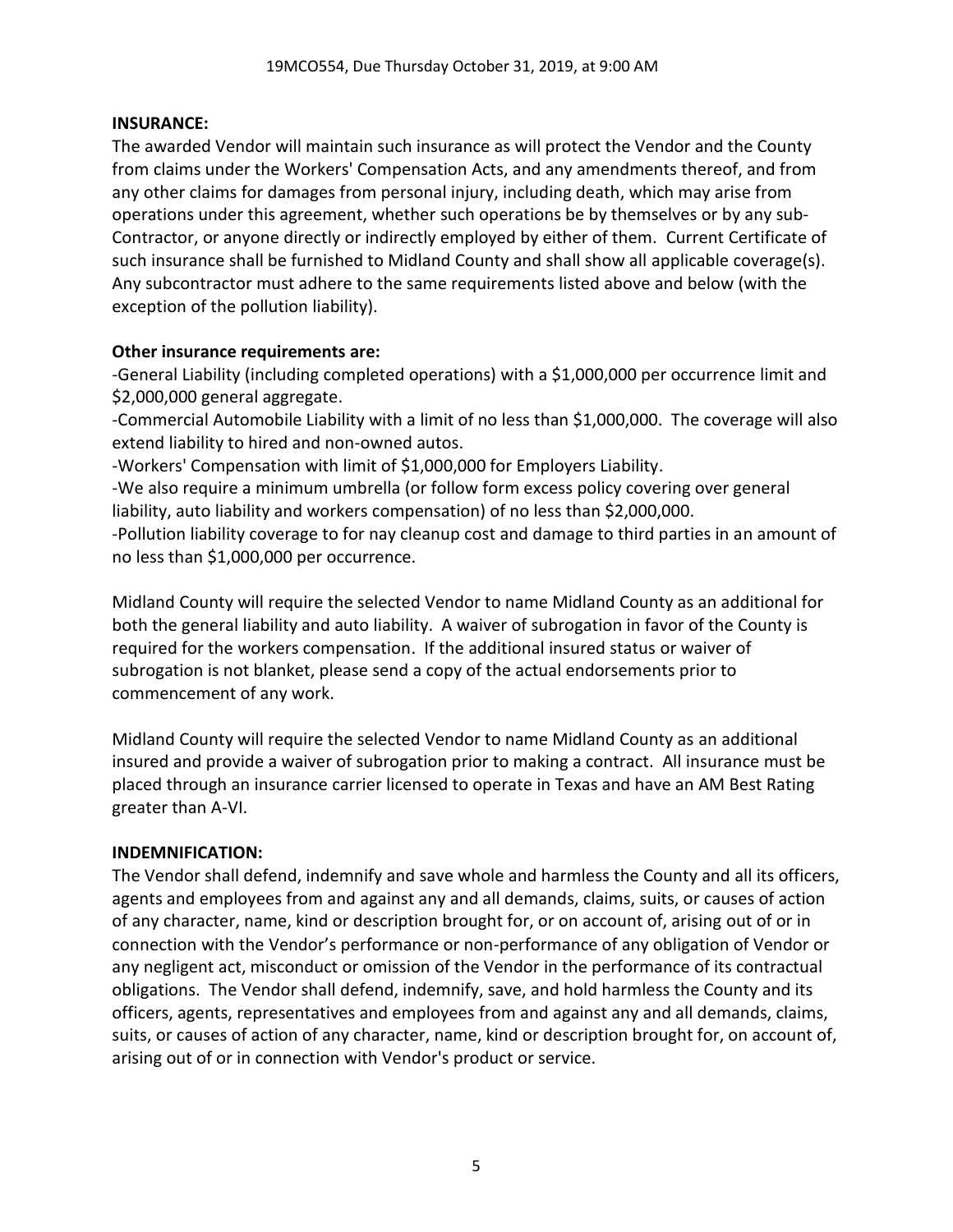## INSURANCE:

The awarded Vendor will maintain such insurance as will protect the Vendor and the County from claims under the Workers' Compensation Acts, and any amendments thereof, and from any other claims for damages from personal injury, including death, which may arise from operations under this agreement, whether such operations be by themselves or by any sub-Contractor, or anyone directly or indirectly employed by either of them. Current Certificate of such insurance shall be furnished to Midland County and shall show all applicable coverage(s). Any subcontractor must adhere to the same requirements listed above and below (with the exception of the pollution liability).

**Other insurance requirements are:**

-General Liability (including completed operations) with a $1,000,000 per occurrence limit and $2,000,000 general aggregate.

-Commercial Automobile Liability with a limit of no less than $1,000,000. The coverage will also extend liability to hired and non-owned autos.

-Workers' Compensation with limit of $1,000,000 for Employers Liability.

-We also require a minimum umbrella (or follow form excess policy covering over general liability, auto liability and workers compensation) of no less than $2,000,000.

-Pollution liability coverage to for nay cleanup cost and damage to third parties in an amount of no less than $1,000,000 per occurrence.

Midland County will require the selected Vendor to name Midland County as an additional for both the general liability and auto liability. A waiver of subrogation in favor of the County is required for the workers compensation. If the additional insured status or waiver of subrogation is not blanket, please send a copy of the actual endorsements prior to commencement of any work.

Midland County will require the selected Vendor to name Midland County as an additional insured and provide a waiver of subrogation prior to making a contract. All insurance must be placed through an insurance carrier licensed to operate in Texas and have an AM Best Rating greater than A-VI.

## INDEMNIFICATION:

The Vendor shall defend, indemnify and save whole and harmless the County and all its officers, agents and employees from and against any and all demands, claims, suits, or causes of action of any character, name, kind or description brought for, or on account of, arising out of or in connection with the Vendor's performance or non-performance of any obligation of Vendor or any negligent act, misconduct or omission of the Vendor in the performance of its contractual obligations. The Vendor shall defend, indemnify, save, and hold harmless the County and its officers, agents, representatives and employees from and against any and all demands, claims, suits, or causes of action of any character, name, kind or description brought for, on account of, arising out of or in connection with Vendor's product or service.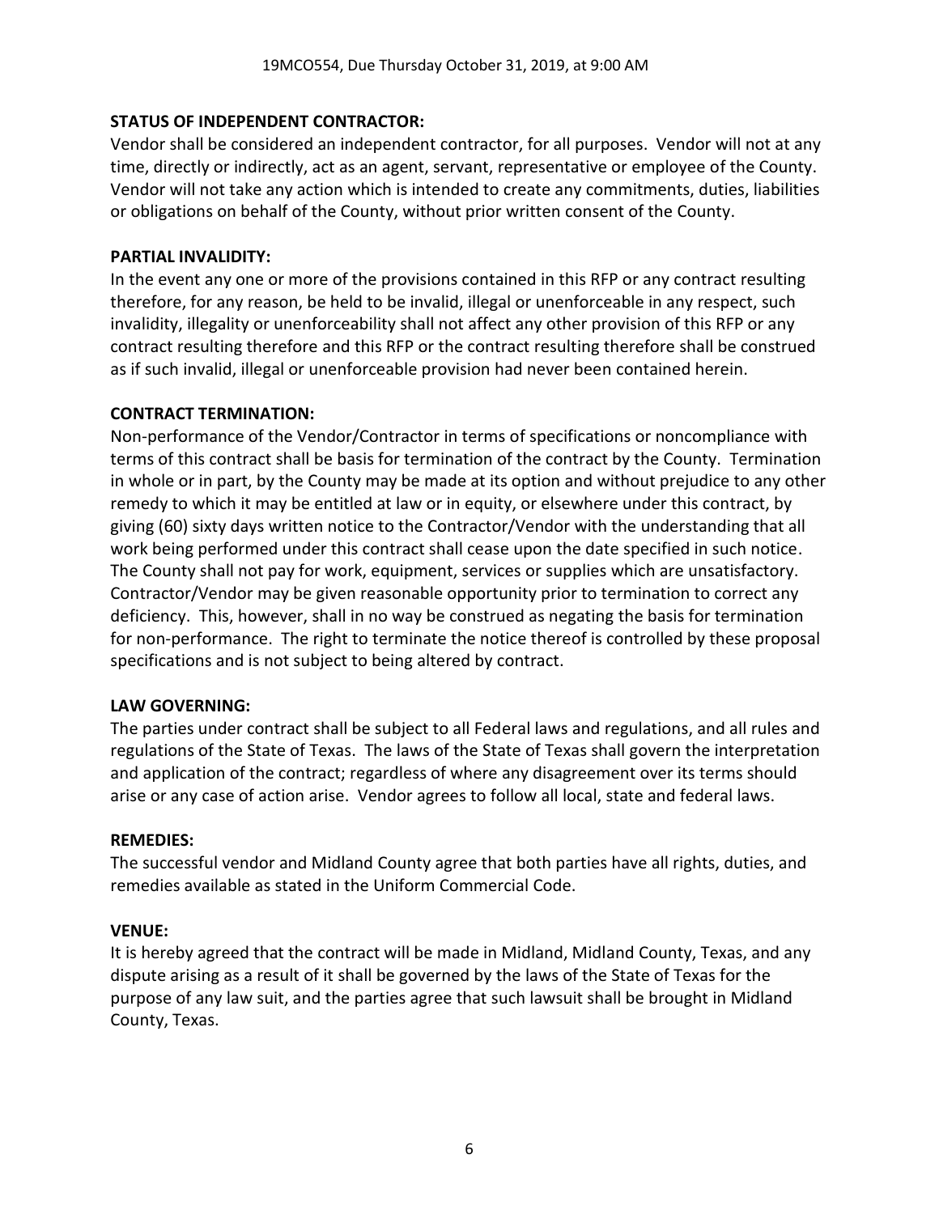**STATUS OF INDEPENDENT CONTRACTOR:**

Vendor shall be considered an independent contractor, for all purposes. Vendor will not at any time, directly or indirectly, act as an agent, servant, representative or employee of the County. Vendor will not take any action which is intended to create any commitments, duties, liabilities or obligations on behalf of the County, without prior written consent of the County.

**PARTIAL INVALIDITY:**

In the event any one or more of the provisions contained in this RFP or any contract resulting therefore, for any reason, be held to be invalid, illegal or unenforceable in any respect, such invalidity, illegality or unenforceability shall not affect any other provision of this RFP or any contract resulting therefore and this RFP or the contract resulting therefore shall be construed as if such invalid, illegal or unenforceable provision had never been contained herein.

**CONTRACT TERMINATION:**

Non-performance of the Vendor/Contractor in terms of specifications or noncompliance with terms of this contract shall be basis for termination of the contract by the County. Termination in whole or in part, by the County may be made at its option and without prejudice to any other remedy to which it may be entitled at law or in equity, or elsewhere under this contract, by giving (60) sixty days written notice to the Contractor/Vendor with the understanding that all work being performed under this contract shall cease upon the date specified in such notice. The County shall not pay for work, equipment, services or supplies which are unsatisfactory. Contractor/Vendor may be given reasonable opportunity prior to termination to correct any deficiency. This, however, shall in no way be construed as negating the basis for termination for non-performance. The right to terminate the notice thereof is controlled by these proposal specifications and is not subject to being altered by contract.

**LAW GOVERNING:**

The parties under contract shall be subject to all Federal laws and regulations, and all rules and regulations of the State of Texas. The laws of the State of Texas shall govern the interpretation and application of the contract; regardless of where any disagreement over its terms should arise or any case of action arise. Vendor agrees to follow all local, state and federal laws.

**REMEDIES:**

The successful vendor and Midland County agree that both parties have all rights, duties, and remedies available as stated in the Uniform Commercial Code.

**VENUE:**

It is hereby agreed that the contract will be made in Midland, Midland County, Texas, and any dispute arising as a result of it shall be governed by the laws of the State of Texas for the purpose of any law suit, and the parties agree that such lawsuit shall be brought in Midland County, Texas.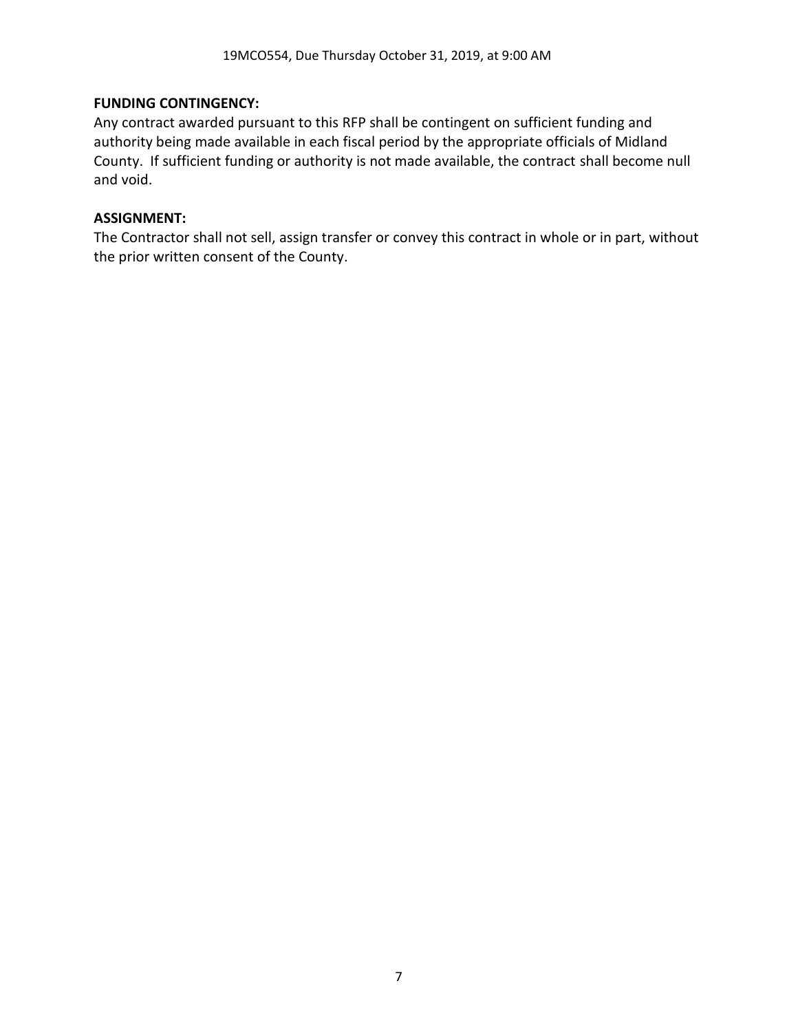**FUNDING CONTINGENCY:**
Any contract awarded pursuant to this RFP shall be contingent on sufficient funding and authority being made available in each fiscal period by the appropriate officials of Midland County. If sufficient funding or authority is not made available, the contract shall become null and void.

**ASSIGNMENT:**
The Contractor shall not sell, assign transfer or convey this contract in whole or in part, without the prior written consent of the County.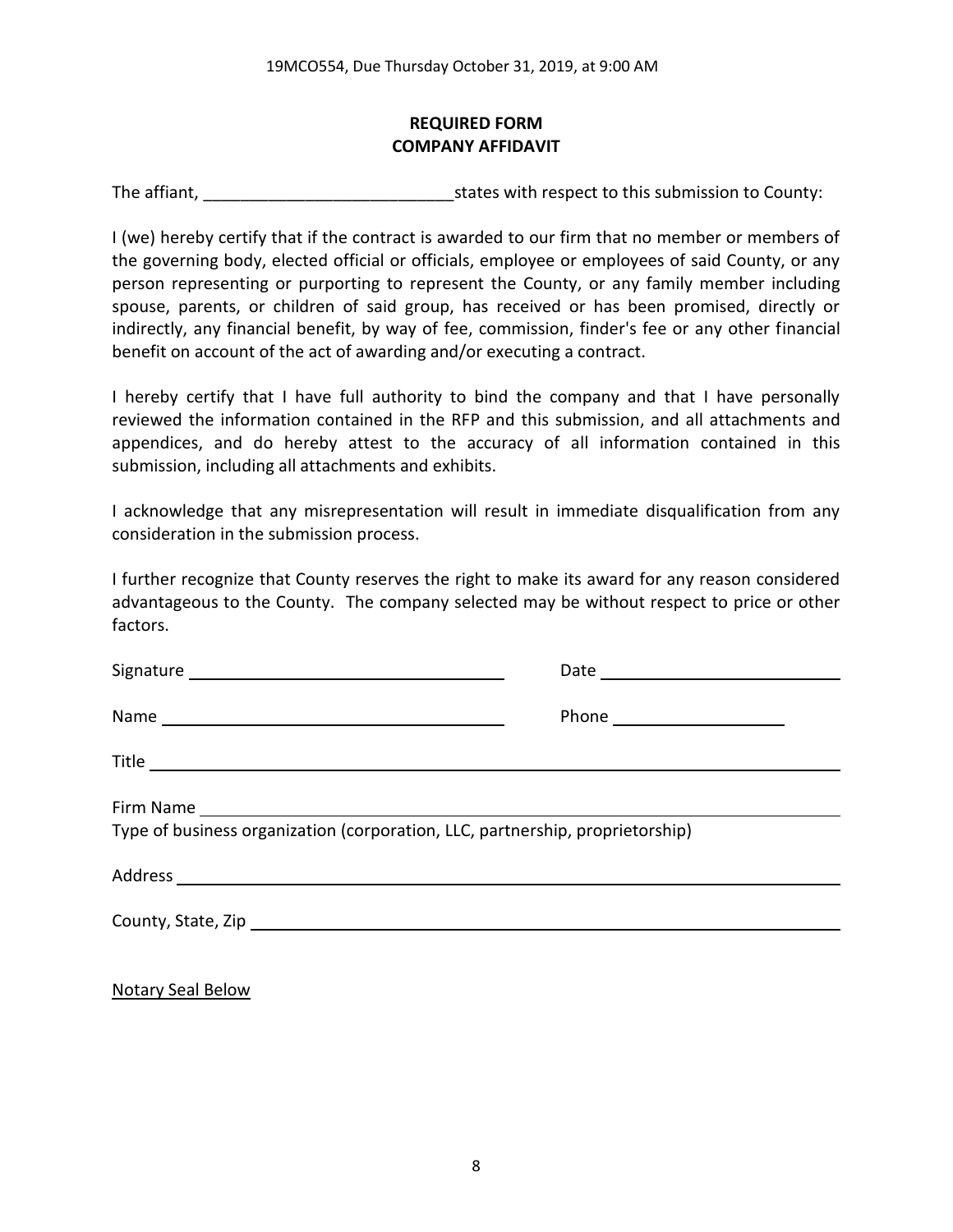## REQUIRED FORM
## COMPANY AFFIDAVIT

The affiant, ___________________________states with respect to this submission to County:

I (we) hereby certify that if the contract is awarded to our firm that no member or members of the governing body, elected official or officials, employee or employees of said County, or any person representing or purporting to represent the County, or any family member including spouse, parents, or children of said group, has received or has been promised, directly or indirectly, any financial benefit, by way of fee, commission, finder's fee or any other financial benefit on account of the act of awarding and/or executing a contract.

I hereby certify that I have full authority to bind the company and that I have personally reviewed the information contained in the RFP and this submission, and all attachments and appendices, and do hereby attest to the accuracy of all information contained in this submission, including all attachments and exhibits.

I acknowledge that any misrepresentation will result in immediate disqualification from any consideration in the submission process.

I further recognize that County reserves the right to make its award for any reason considered advantageous to the County. The company selected may be without respect to price or other factors.

Signature ___________________________________ Date ___________________________

Name ______________________________________ Phone ____________________

Title _____________________________________________________________________

Firm Name _________________________________________________________________
Type of business organization (corporation, LLC, partnership, proprietorship)

Address ___________________________________________________________________

County, State, Zip ___________________________________________________________

Notary Seal Below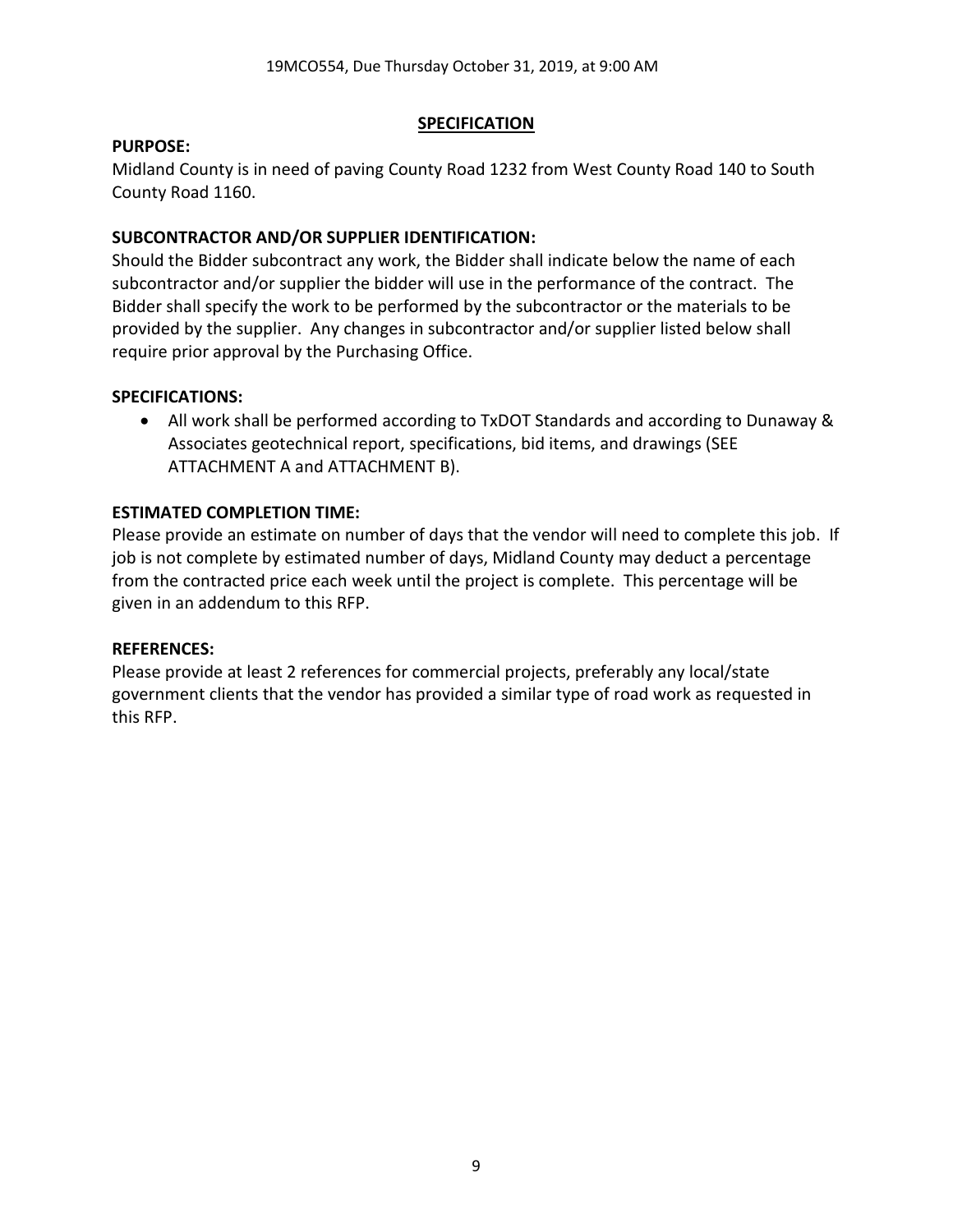## SPECIFICATION

**PURPOSE:**

Midland County is in need of paving County Road 1232 from West County Road 140 to South County Road 1160.

**SUBCONTRACTOR AND/OR SUPPLIER IDENTIFICATION:**

Should the Bidder subcontract any work, the Bidder shall indicate below the name of each subcontractor and/or supplier the bidder will use in the performance of the contract. The Bidder shall specify the work to be performed by the subcontractor or the materials to be provided by the supplier. Any changes in subcontractor and/or supplier listed below shall require prior approval by the Purchasing Office.

**SPECIFICATIONS:**

- All work shall be performed according to TxDOT Standards and according to Dunaway & Associates geotechnical report, specifications, bid items, and drawings (SEE ATTACHMENT A and ATTACHMENT B).

**ESTIMATED COMPLETION TIME:**

Please provide an estimate on number of days that the vendor will need to complete this job. If job is not complete by estimated number of days, Midland County may deduct a percentage from the contracted price each week until the project is complete. This percentage will be given in an addendum to this RFP.

**REFERENCES:**

Please provide at least 2 references for commercial projects, preferably any local/state government clients that the vendor has provided a similar type of road work as requested in this RFP.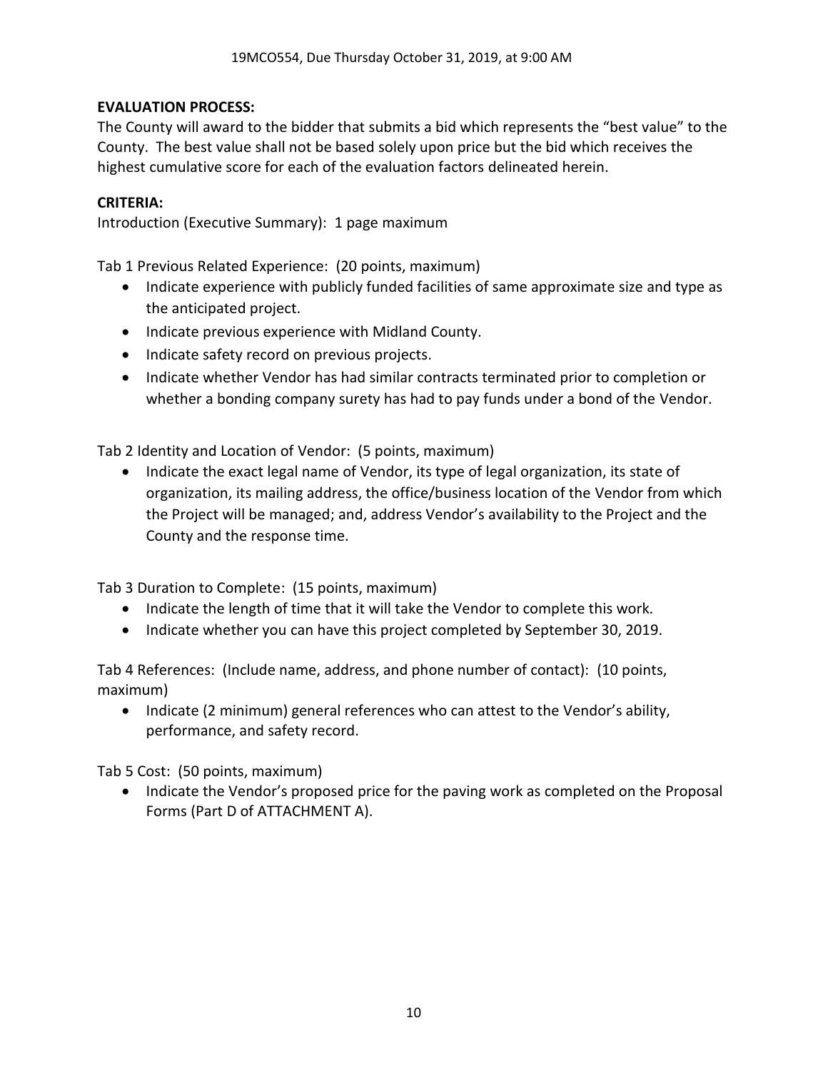**EVALUATION PROCESS:**
The County will award to the bidder that submits a bid which represents the "best value" to the County. The best value shall not be based solely upon price but the bid which receives the highest cumulative score for each of the evaluation factors delineated herein.

**CRITERIA:**
Introduction (Executive Summary): 1 page maximum

Tab 1 Previous Related Experience: (20 points, maximum)

- Indicate experience with publicly funded facilities of same approximate size and type as the anticipated project.
- Indicate previous experience with Midland County.
- Indicate safety record on previous projects.
- Indicate whether Vendor has had similar contracts terminated prior to completion or whether a bonding company surety has had to pay funds under a bond of the Vendor.

Tab 2 Identity and Location of Vendor: (5 points, maximum)

- Indicate the exact legal name of Vendor, its type of legal organization, its state of organization, its mailing address, the office/business location of the Vendor from which the Project will be managed; and, address Vendor's availability to the Project and the County and the response time.

Tab 3 Duration to Complete: (15 points, maximum)

- Indicate the length of time that it will take the Vendor to complete this work.
- Indicate whether you can have this project completed by September 30, 2019.

Tab 4 References: (Include name, address, and phone number of contact): (10 points, maximum)

- Indicate (2 minimum) general references who can attest to the Vendor's ability, performance, and safety record.

Tab 5 Cost: (50 points, maximum)

- Indicate the Vendor's proposed price for the paving work as completed on the Proposal Forms (Part D of ATTACHMENT A).